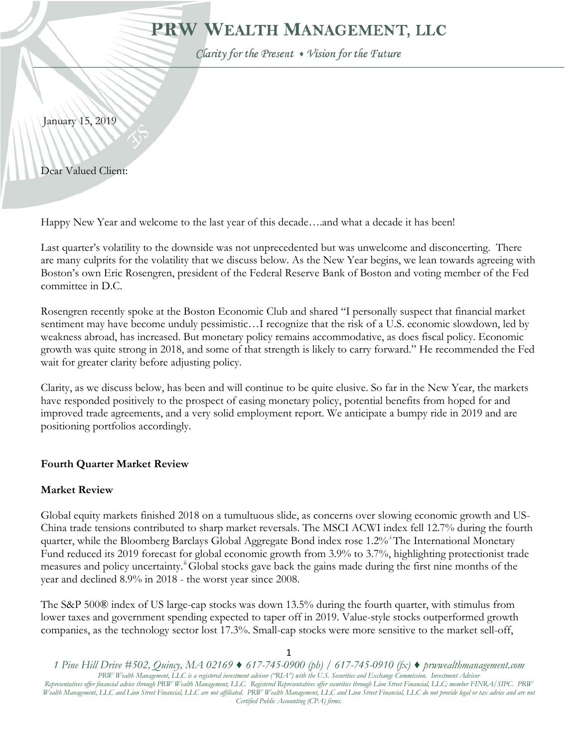# PRW Wealth Management, LLC

*Clarity for the Present ♦ Vision for the Future*

January 15, 2019

Dear Valued Client:

Happy New Year and welcome to the last year of this decade….and what a decade it has been!

Last quarter's volatility to the downside was not unprecedented but was unwelcome and disconcerting. There are many culprits for the volatility that we discuss below. As the New Year begins, we lean towards agreeing with Boston's own Eric Rosengren, president of the Federal Reserve Bank of Boston and voting member of the Fed committee in D.C.

Rosengren recently spoke at the Boston Economic Club and shared "I personally suspect that financial market sentiment may have become unduly pessimistic…I recognize that the risk of a U.S. economic slowdown, led by weakness abroad, has increased. But monetary policy remains accommodative, as does fiscal policy. Economic growth was quite strong in 2018, and some of that strength is likely to carry forward." He recommended the Fed wait for greater clarity before adjusting policy.

Clarity, as we discuss below, has been and will continue to be quite elusive. So far in the New Year, the markets have responded positively to the prospect of easing monetary policy, potential benefits from hoped for and improved trade agreements, and a very solid employment report. We anticipate a bumpy ride in 2019 and are positioning portfolios accordingly.

**Fourth Quarter Market Review**

**Market Review**

Global equity markets finished 2018 on a tumultuous slide, as concerns over slowing economic growth and US-China trade tensions contributed to sharp market reversals. The MSCI ACWI index fell 12.7% during the fourth quarter, while the Bloomberg Barclays Global Aggregate Bond index rose 1.2%[i] The International Monetary Fund reduced its 2019 forecast for global economic growth from 3.9% to 3.7%, highlighting protectionist trade measures and policy uncertainty.[ii] Global stocks gave back the gains made during the first nine months of the year and declined 8.9% in 2018 - the worst year since 2008.

The S&P 500® index of US large-cap stocks was down 13.5% during the fourth quarter, with stimulus from lower taxes and government spending expected to taper off in 2019. Value-style stocks outperformed growth companies, as the technology sector lost 17.3%. Small-cap stocks were more sensitive to the market sell-off,

*1 Pine Hill Drive #502, Quincy, MA 02169 ♦ 617-745-0900 (ph) / 617-745-0910 (fx) ♦ prwwealthmanagement.com*

*PRW Wealth Management, LLC is a registered investment advisor ("RIA") with the U.S. Securities and Exchange Commission. Investment Advisor Representatives offer financial advice through PRW Wealth Management, LLC. Registered Representatives offer securities through Lion Street Financial, LLC; member FINRA/SIPC. PRW Wealth Management, LLC and Lion Street Financial, LLC are not affiliated. PRW Wealth Management, LLC and Lion Street Financial, LLC do not provide legal or tax advice and are not Certified Public Accounting (CPA) firms.*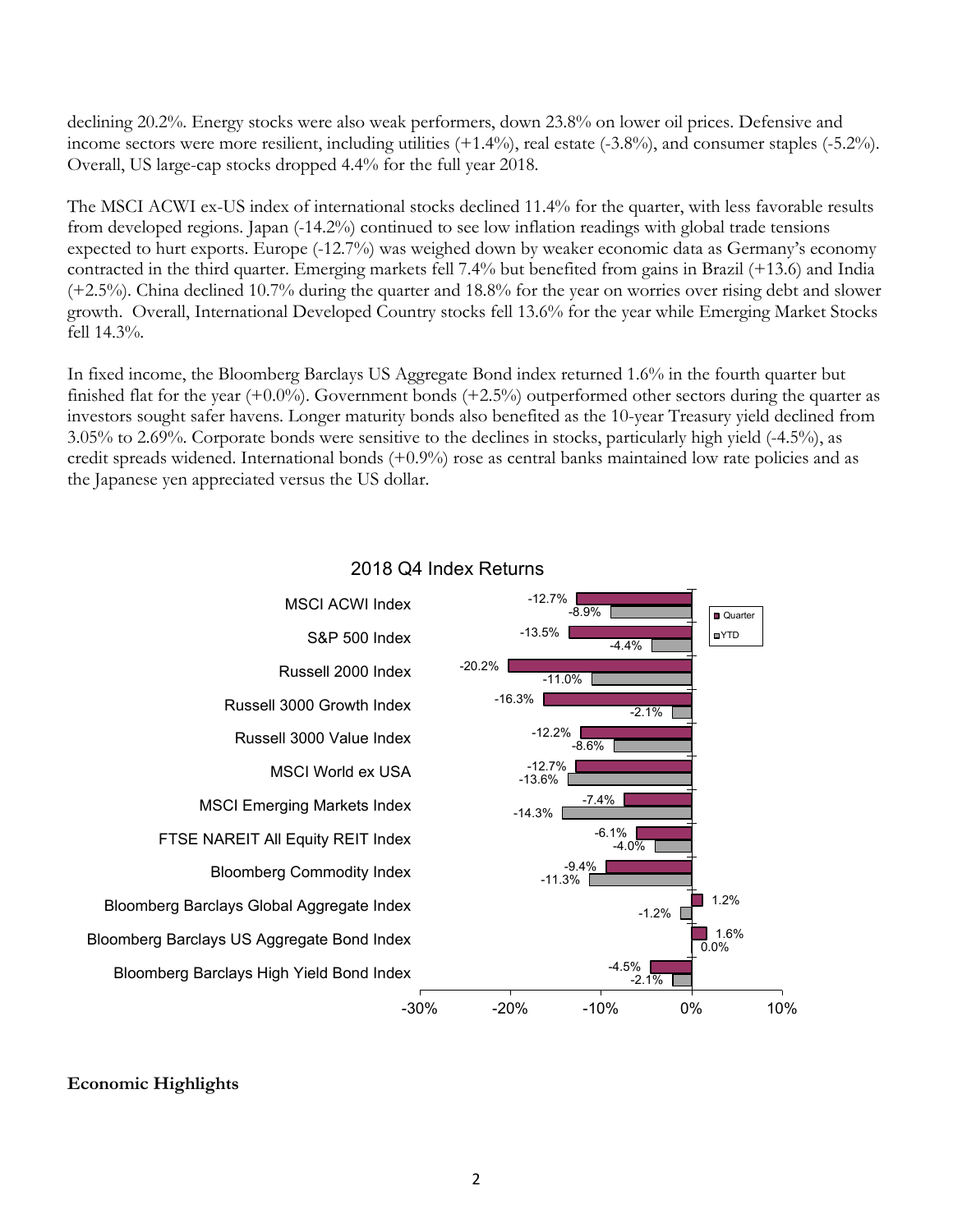declining 20.2%. Energy stocks were also weak performers, down 23.8% on lower oil prices. Defensive and income sectors were more resilient, including utilities (+1.4%), real estate (-3.8%), and consumer staples (-5.2%). Overall, US large-cap stocks dropped 4.4% for the full year 2018.

The MSCI ACWI ex-US index of international stocks declined 11.4% for the quarter, with less favorable results from developed regions. Japan (-14.2%) continued to see low inflation readings with global trade tensions expected to hurt exports. Europe (-12.7%) was weighed down by weaker economic data as Germany's economy contracted in the third quarter. Emerging markets fell 7.4% but benefited from gains in Brazil (+13.6) and India (+2.5%). China declined 10.7% during the quarter and 18.8% for the year on worries over rising debt and slower growth. Overall, International Developed Country stocks fell 13.6% for the year while Emerging Market Stocks fell 14.3%.

In fixed income, the Bloomberg Barclays US Aggregate Bond index returned 1.6% in the fourth quarter but finished flat for the year (+0.0%). Government bonds (+2.5%) outperformed other sectors during the quarter as investors sought safer havens. Longer maturity bonds also benefited as the 10-year Treasury yield declined from 3.05% to 2.69%. Corporate bonds were sensitive to the declines in stocks, particularly high yield (-4.5%), as credit spreads widened. International bonds (+0.9%) rose as central banks maintained low rate policies and as the Japanese yen appreciated versus the US dollar.

**2018 Q4 Index Returns**

| Index | Quarter | YTD |
|---|---|---|
| MSCI ACWI Index | -12.7% | -8.9% |
| S&P 500 Index | -13.5% | -4.4% |
| Russell 2000 Index | -20.2% | -11.0% |
| Russell 3000 Growth Index | -16.3% | -2.1% |
| Russell 3000 Value Index | -12.2% | -8.6% |
| MSCI World ex USA | -12.7% | -13.6% |
| MSCI Emerging Markets Index | -7.4% | -14.3% |
| FTSE NAREIT All Equity REIT Index | -6.1% | -4.0% |
| Bloomberg Commodity Index | -9.4% | -11.3% |
| Bloomberg Barclays Global Aggregate Index | 1.2% | -1.2% |
| Bloomberg Barclays US Aggregate Bond Index | 1.6% | 0.0% |
| Bloomberg Barclays High Yield Bond Index | -4.5% | -2.1% |

**Economic Highlights**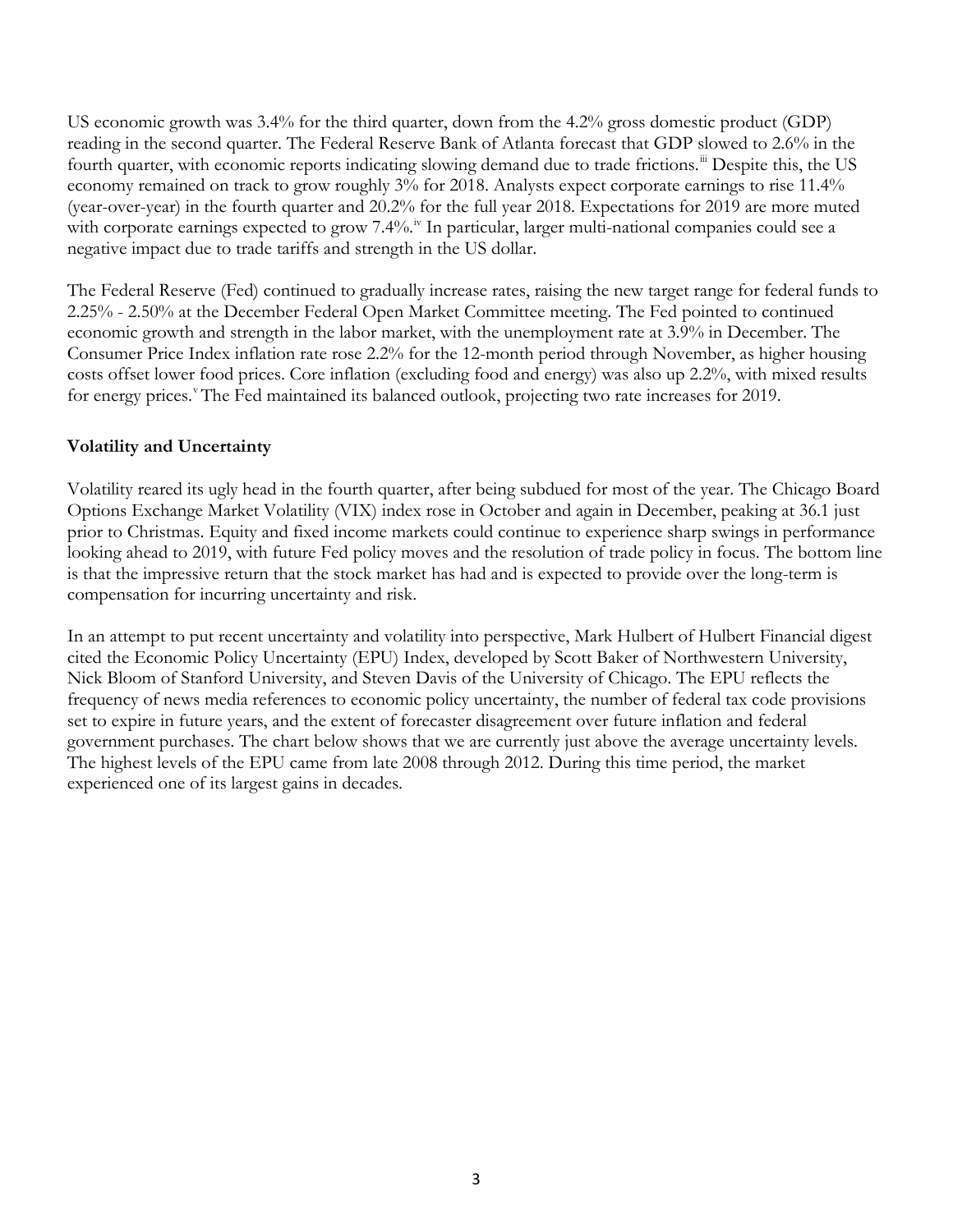US economic growth was 3.4% for the third quarter, down from the 4.2% gross domestic product (GDP) reading in the second quarter. The Federal Reserve Bank of Atlanta forecast that GDP slowed to 2.6% in the fourth quarter, with economic reports indicating slowing demand due to trade frictions.[iii] Despite this, the US economy remained on track to grow roughly 3% for 2018. Analysts expect corporate earnings to rise 11.4% (year-over-year) in the fourth quarter and 20.2% for the full year 2018. Expectations for 2019 are more muted with corporate earnings expected to grow 7.4%.[iv] In particular, larger multi-national companies could see a negative impact due to trade tariffs and strength in the US dollar.

The Federal Reserve (Fed) continued to gradually increase rates, raising the new target range for federal funds to 2.25% - 2.50% at the December Federal Open Market Committee meeting. The Fed pointed to continued economic growth and strength in the labor market, with the unemployment rate at 3.9% in December. The Consumer Price Index inflation rate rose 2.2% for the 12-month period through November, as higher housing costs offset lower food prices. Core inflation (excluding food and energy) was also up 2.2%, with mixed results for energy prices.[v] The Fed maintained its balanced outlook, projecting two rate increases for 2019.

**Volatility and Uncertainty**

Volatility reared its ugly head in the fourth quarter, after being subdued for most of the year. The Chicago Board Options Exchange Market Volatility (VIX) index rose in October and again in December, peaking at 36.1 just prior to Christmas. Equity and fixed income markets could continue to experience sharp swings in performance looking ahead to 2019, with future Fed policy moves and the resolution of trade policy in focus. The bottom line is that the impressive return that the stock market has had and is expected to provide over the long-term is compensation for incurring uncertainty and risk.

In an attempt to put recent uncertainty and volatility into perspective, Mark Hulbert of Hulbert Financial digest cited the Economic Policy Uncertainty (EPU) Index, developed by Scott Baker of Northwestern University, Nick Bloom of Stanford University, and Steven Davis of the University of Chicago. The EPU reflects the frequency of news media references to economic policy uncertainty, the number of federal tax code provisions set to expire in future years, and the extent of forecaster disagreement over future inflation and federal government purchases. The chart below shows that we are currently just above the average uncertainty levels. The highest levels of the EPU came from late 2008 through 2012. During this time period, the market experienced one of its largest gains in decades.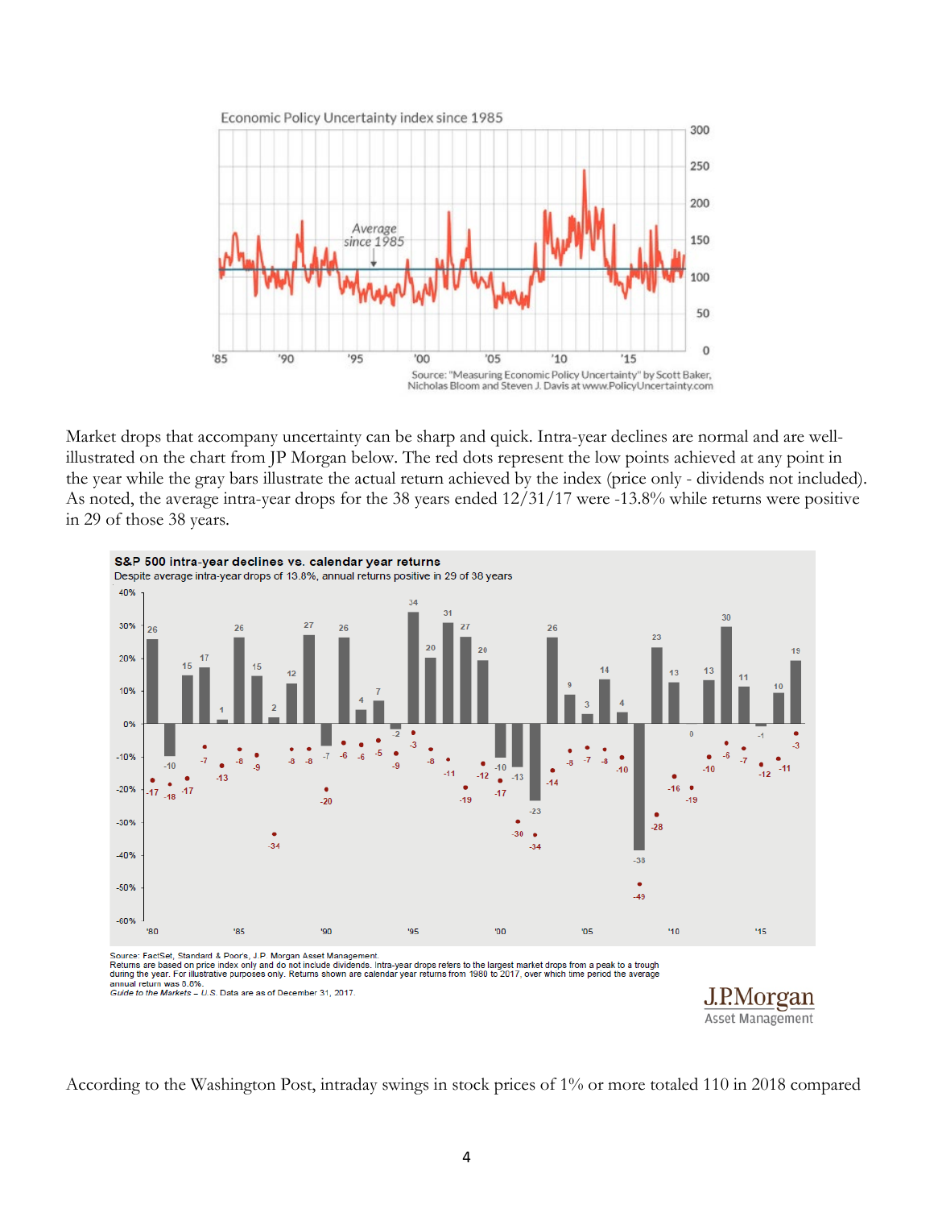Market drops that accompany uncertainty can be sharp and quick. Intra-year declines are normal and are well-illustrated on the chart from JP Morgan below. The red dots represent the low points achieved at any point in the year while the gray bars illustrate the actual return achieved by the index (price only - dividends not included). As noted, the average intra-year drops for the 38 years ended 12/31/17 were -13.8% while returns were positive in 29 of those 38 years.

According to the Washington Post, intraday swings in stock prices of 1% or more totaled 110 in 2018 compared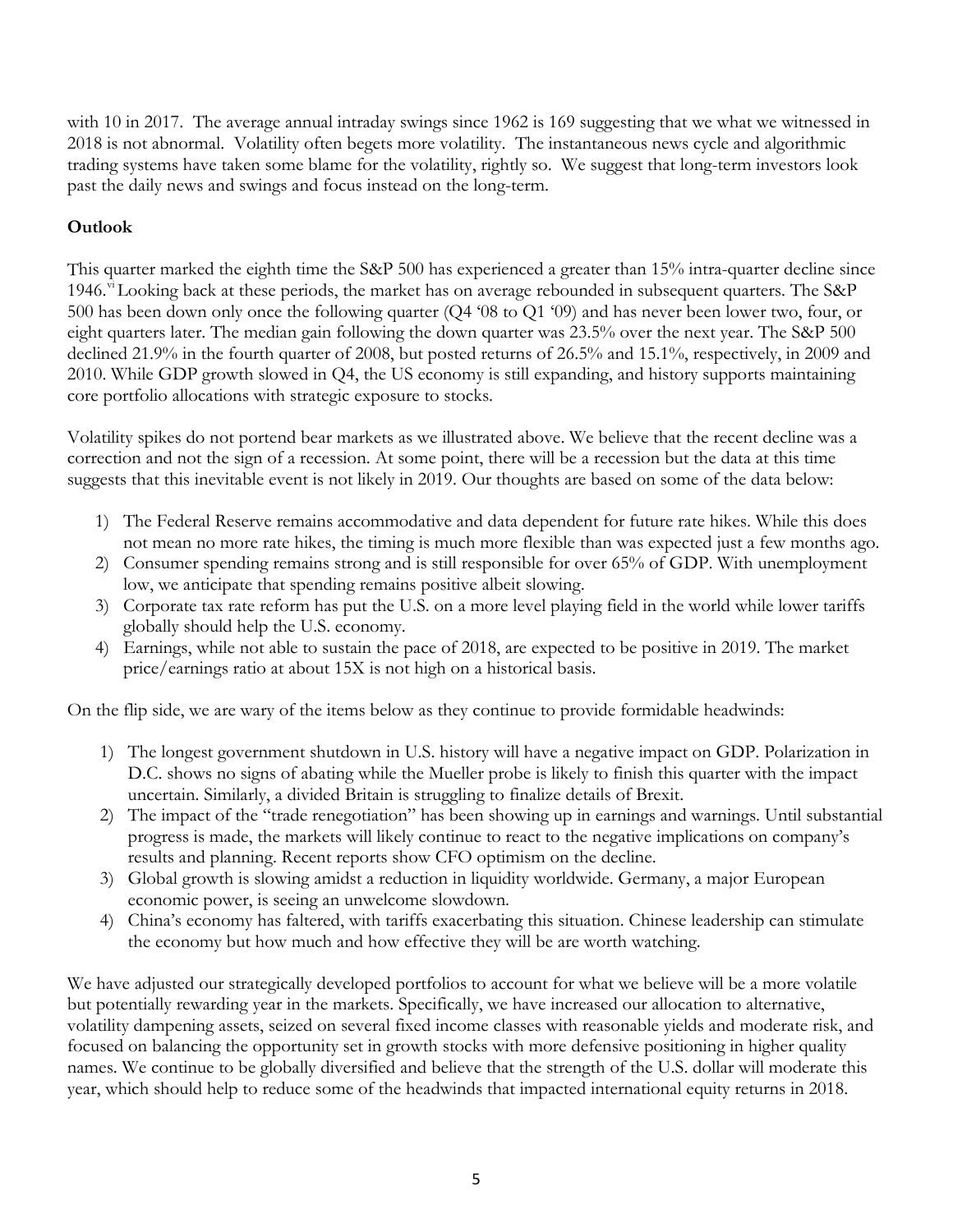with 10 in 2017. The average annual intraday swings since 1962 is 169 suggesting that we what we witnessed in 2018 is not abnormal. Volatility often begets more volatility. The instantaneous news cycle and algorithmic trading systems have taken some blame for the volatility, rightly so. We suggest that long-term investors look past the daily news and swings and focus instead on the long-term.

**Outlook**

This quarter marked the eighth time the S&P 500 has experienced a greater than 15% intra-quarter decline since 1946.[vi] Looking back at these periods, the market has on average rebounded in subsequent quarters. The S&P 500 has been down only once the following quarter (Q4 '08 to Q1 '09) and has never been lower two, four, or eight quarters later. The median gain following the down quarter was 23.5% over the next year. The S&P 500 declined 21.9% in the fourth quarter of 2008, but posted returns of 26.5% and 15.1%, respectively, in 2009 and 2010. While GDP growth slowed in Q4, the US economy is still expanding, and history supports maintaining core portfolio allocations with strategic exposure to stocks.

Volatility spikes do not portend bear markets as we illustrated above. We believe that the recent decline was a correction and not the sign of a recession. At some point, there will be a recession but the data at this time suggests that this inevitable event is not likely in 2019. Our thoughts are based on some of the data below:

1) The Federal Reserve remains accommodative and data dependent for future rate hikes. While this does not mean no more rate hikes, the timing is much more flexible than was expected just a few months ago.
2) Consumer spending remains strong and is still responsible for over 65% of GDP. With unemployment low, we anticipate that spending remains positive albeit slowing.
3) Corporate tax rate reform has put the U.S. on a more level playing field in the world while lower tariffs globally should help the U.S. economy.
4) Earnings, while not able to sustain the pace of 2018, are expected to be positive in 2019. The market price/earnings ratio at about 15X is not high on a historical basis.

On the flip side, we are wary of the items below as they continue to provide formidable headwinds:

1) The longest government shutdown in U.S. history will have a negative impact on GDP. Polarization in D.C. shows no signs of abating while the Mueller probe is likely to finish this quarter with the impact uncertain. Similarly, a divided Britain is struggling to finalize details of Brexit.
2) The impact of the "trade renegotiation" has been showing up in earnings and warnings. Until substantial progress is made, the markets will likely continue to react to the negative implications on company's results and planning. Recent reports show CFO optimism on the decline.
3) Global growth is slowing amidst a reduction in liquidity worldwide. Germany, a major European economic power, is seeing an unwelcome slowdown.
4) China's economy has faltered, with tariffs exacerbating this situation. Chinese leadership can stimulate the economy but how much and how effective they will be are worth watching.

We have adjusted our strategically developed portfolios to account for what we believe will be a more volatile but potentially rewarding year in the markets. Specifically, we have increased our allocation to alternative, volatility dampening assets, seized on several fixed income classes with reasonable yields and moderate risk, and focused on balancing the opportunity set in growth stocks with more defensive positioning in higher quality names. We continue to be globally diversified and believe that the strength of the U.S. dollar will moderate this year, which should help to reduce some of the headwinds that impacted international equity returns in 2018.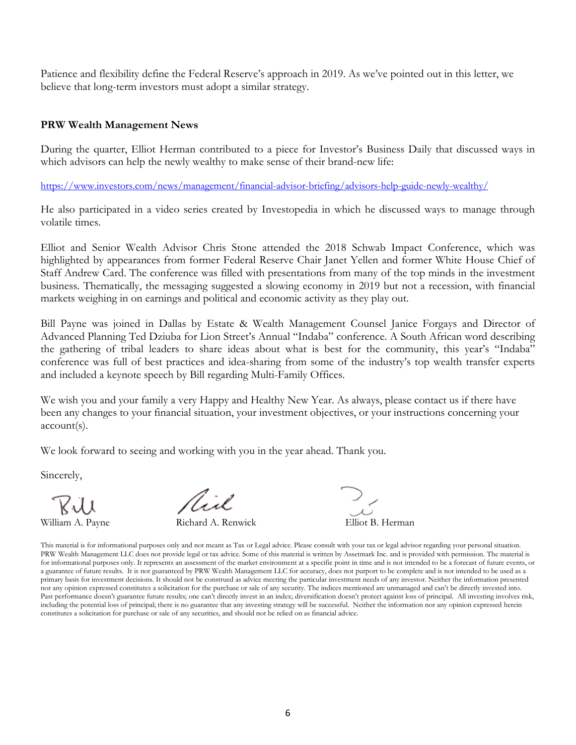Patience and flexibility define the Federal Reserve's approach in 2019. As we've pointed out in this letter, we believe that long-term investors must adopt a similar strategy.

**PRW Wealth Management News**

During the quarter, Elliot Herman contributed to a piece for Investor's Business Daily that discussed ways in which advisors can help the newly wealthy to make sense of their brand-new life:

https://www.investors.com/news/management/financial-advisor-briefing/advisors-help-guide-newly-wealthy/

He also participated in a video series created by Investopedia in which he discussed ways to manage through volatile times.

Elliot and Senior Wealth Advisor Chris Stone attended the 2018 Schwab Impact Conference, which was highlighted by appearances from former Federal Reserve Chair Janet Yellen and former White House Chief of Staff Andrew Card. The conference was filled with presentations from many of the top minds in the investment business. Thematically, the messaging suggested a slowing economy in 2019 but not a recession, with financial markets weighing in on earnings and political and economic activity as they play out.

Bill Payne was joined in Dallas by Estate & Wealth Management Counsel Janice Forgays and Director of Advanced Planning Ted Dziuba for Lion Street's Annual "Indaba" conference. A South African word describing the gathering of tribal leaders to share ideas about what is best for the community, this year's "Indaba" conference was full of best practices and idea-sharing from some of the industry's top wealth transfer experts and included a keynote speech by Bill regarding Multi-Family Offices.

We wish you and your family a very Happy and Healthy New Year. As always, please contact us if there have been any changes to your financial situation, your investment objectives, or your instructions concerning your account(s).

We look forward to seeing and working with you in the year ahead. Thank you.

Sincerely,

William A. Payne    Richard A. Renwick    Elliot B. Herman

This material is for informational purposes only and not meant as Tax or Legal advice. Please consult with your tax or legal advisor regarding your personal situation. PRW Wealth Management LLC does not provide legal or tax advice. Some of this material is written by Assetmark Inc. and is provided with permission. The material is for informational purposes only. It represents an assessment of the market environment at a specific point in time and is not intended to be a forecast of future events, or a guarantee of future results. It is not guaranteed by PRW Wealth Management LLC for accuracy, does not purport to be complete and is not intended to be used as a primary basis for investment decisions. It should not be construed as advice meeting the particular investment needs of any investor. Neither the information presented nor any opinion expressed constitutes a solicitation for the purchase or sale of any security. The indices mentioned are unmanaged and can't be directly invested into. Past performance doesn't guarantee future results; one can't directly invest in an index; diversification doesn't protect against loss of principal. All investing involves risk, including the potential loss of principal; there is no guarantee that any investing strategy will be successful. Neither the information nor any opinion expressed herein constitutes a solicitation for purchase or sale of any securities, and should not be relied on as financial advice.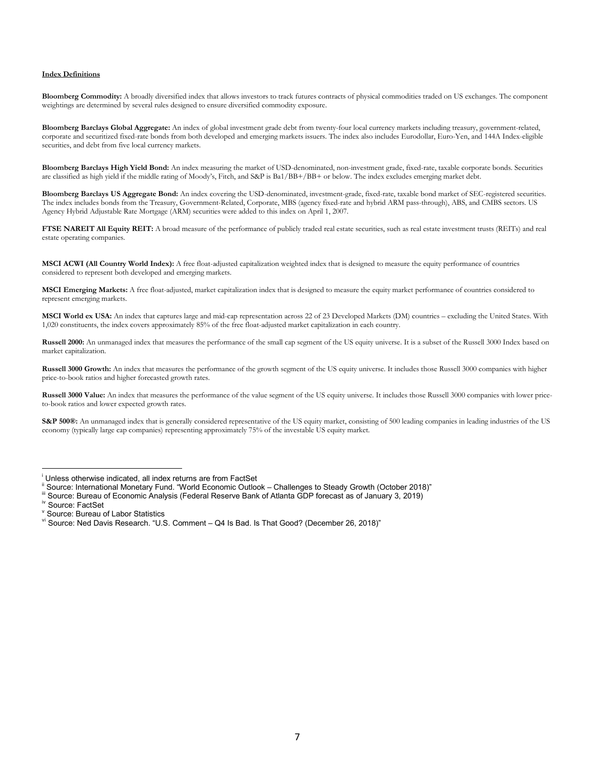**Index Definitions**

**Bloomberg Commodity:** A broadly diversified index that allows investors to track futures contracts of physical commodities traded on US exchanges. The component weightings are determined by several rules designed to ensure diversified commodity exposure.

**Bloomberg Barclays Global Aggregate:** An index of global investment grade debt from twenty-four local currency markets including treasury, government-related, corporate and securitized fixed-rate bonds from both developed and emerging markets issuers. The index also includes Eurodollar, Euro-Yen, and 144A Index-eligible securities, and debt from five local currency markets.

**Bloomberg Barclays High Yield Bond:** An index measuring the market of USD-denominated, non-investment grade, fixed-rate, taxable corporate bonds. Securities are classified as high yield if the middle rating of Moody's, Fitch, and S&P is Ba1/BB+/BB+ or below. The index excludes emerging market debt.

**Bloomberg Barclays US Aggregate Bond:** An index covering the USD-denominated, investment-grade, fixed-rate, taxable bond market of SEC-registered securities. The index includes bonds from the Treasury, Government-Related, Corporate, MBS (agency fixed-rate and hybrid ARM pass-through), ABS, and CMBS sectors. US Agency Hybrid Adjustable Rate Mortgage (ARM) securities were added to this index on April 1, 2007.

**FTSE NAREIT All Equity REIT:** A broad measure of the performance of publicly traded real estate securities, such as real estate investment trusts (REITs) and real estate operating companies.

**MSCI ACWI (All Country World Index):** A free float-adjusted capitalization weighted index that is designed to measure the equity performance of countries considered to represent both developed and emerging markets.

**MSCI Emerging Markets:** A free float-adjusted, market capitalization index that is designed to measure the equity market performance of countries considered to represent emerging markets.

**MSCI World ex USA:** An index that captures large and mid-cap representation across 22 of 23 Developed Markets (DM) countries – excluding the United States. With 1,020 constituents, the index covers approximately 85% of the free float-adjusted market capitalization in each country.

**Russell 2000:** An unmanaged index that measures the performance of the small cap segment of the US equity universe. It is a subset of the Russell 3000 Index based on market capitalization.

**Russell 3000 Growth:** An index that measures the performance of the growth segment of the US equity universe. It includes those Russell 3000 companies with higher price-to-book ratios and higher forecasted growth rates.

**Russell 3000 Value:** An index that measures the performance of the value segment of the US equity universe. It includes those Russell 3000 companies with lower price-to-book ratios and lower expected growth rates.

**S&P 500®:** An unmanaged index that is generally considered representative of the US equity market, consisting of 500 leading companies in leading industries of the US economy (typically large cap companies) representing approximately 75% of the investable US equity market.

---

[i] Unless otherwise indicated, all index returns are from FactSet

[ii] Source: International Monetary Fund. "World Economic Outlook – Challenges to Steady Growth (October 2018)"

[iii] Source: Bureau of Economic Analysis (Federal Reserve Bank of Atlanta GDP forecast as of January 3, 2019)

[iv] Source: FactSet

[v] Source: Bureau of Labor Statistics

[vi] Source: Ned Davis Research. "U.S. Comment – Q4 Is Bad. Is That Good? (December 26, 2018)"